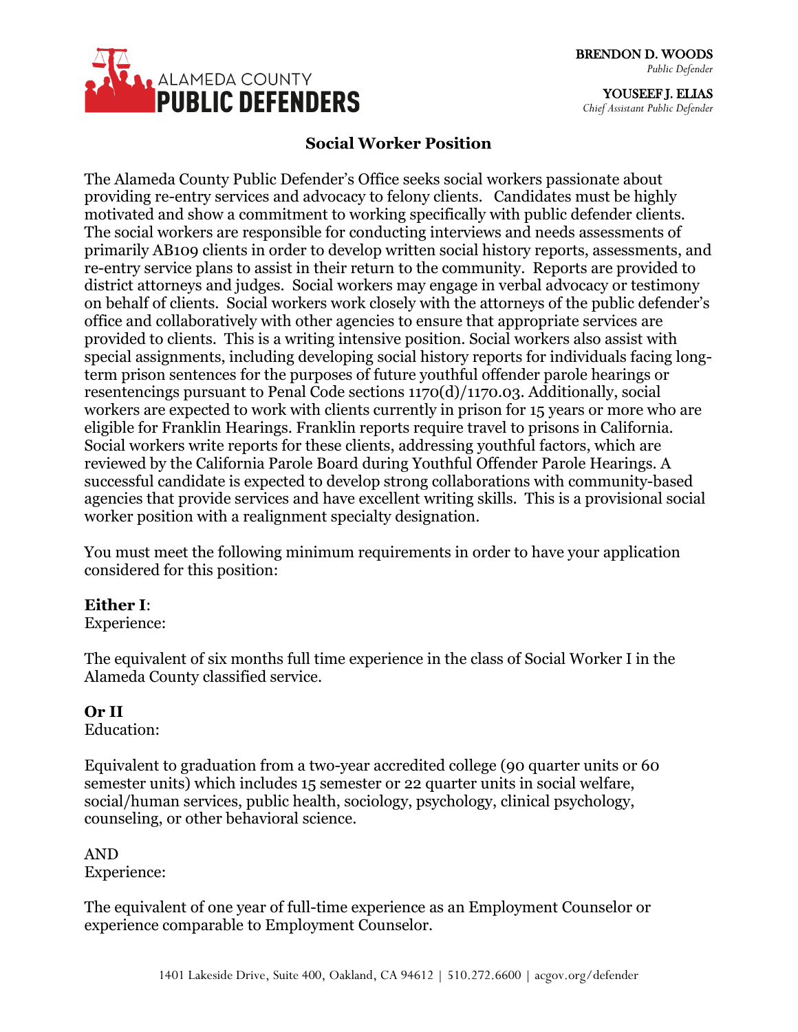ALAMEDA COUNTY
**PUBLIC DEFENDERS**

**BRENDON D. WOODS**
*Public Defender*

**YOUSEEF J. ELIAS**
*Chief Assistant Public Defender*

## Social Worker Position

The Alameda County Public Defender's Office seeks social workers passionate about providing re-entry services and advocacy to felony clients. Candidates must be highly motivated and show a commitment to working specifically with public defender clients. The social workers are responsible for conducting interviews and needs assessments of primarily AB109 clients in order to develop written social history reports, assessments, and re-entry service plans to assist in their return to the community. Reports are provided to district attorneys and judges. Social workers may engage in verbal advocacy or testimony on behalf of clients. Social workers work closely with the attorneys of the public defender's office and collaboratively with other agencies to ensure that appropriate services are provided to clients. This is a writing intensive position. Social workers also assist with special assignments, including developing social history reports for individuals facing long-term prison sentences for the purposes of future youthful offender parole hearings or resentencings pursuant to Penal Code sections 1170(d)/1170.03. Additionally, social workers are expected to work with clients currently in prison for 15 years or more who are eligible for Franklin Hearings. Franklin reports require travel to prisons in California. Social workers write reports for these clients, addressing youthful factors, which are reviewed by the California Parole Board during Youthful Offender Parole Hearings. A successful candidate is expected to develop strong collaborations with community-based agencies that provide services and have excellent writing skills. This is a provisional social worker position with a realignment specialty designation.

You must meet the following minimum requirements in order to have your application considered for this position:

**Either I**:
Experience:

The equivalent of six months full time experience in the class of Social Worker I in the Alameda County classified service.

**Or II**
Education:

Equivalent to graduation from a two-year accredited college (90 quarter units or 60 semester units) which includes 15 semester or 22 quarter units in social welfare, social/human services, public health, sociology, psychology, clinical psychology, counseling, or other behavioral science.

AND
Experience:

The equivalent of one year of full-time experience as an Employment Counselor or experience comparable to Employment Counselor.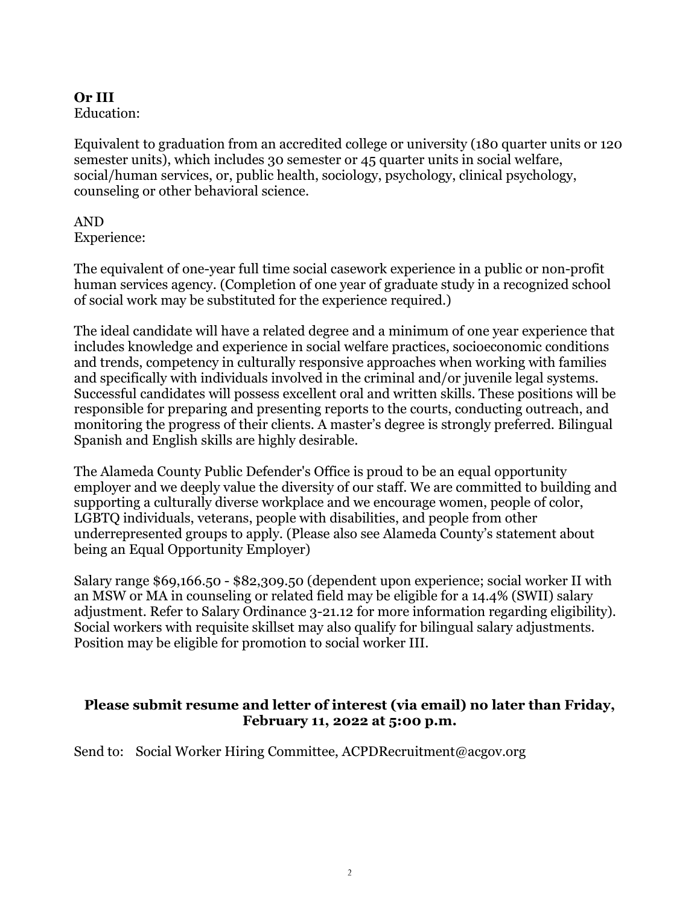**Or III**
Education:

Equivalent to graduation from an accredited college or university (180 quarter units or 120 semester units), which includes 30 semester or 45 quarter units in social welfare, social/human services, or, public health, sociology, psychology, clinical psychology, counseling or other behavioral science.

AND
Experience:

The equivalent of one-year full time social casework experience in a public or non-profit human services agency. (Completion of one year of graduate study in a recognized school of social work may be substituted for the experience required.)

The ideal candidate will have a related degree and a minimum of one year experience that includes knowledge and experience in social welfare practices, socioeconomic conditions and trends, competency in culturally responsive approaches when working with families and specifically with individuals involved in the criminal and/or juvenile legal systems. Successful candidates will possess excellent oral and written skills. These positions will be responsible for preparing and presenting reports to the courts, conducting outreach, and monitoring the progress of their clients. A master's degree is strongly preferred. Bilingual Spanish and English skills are highly desirable.

The Alameda County Public Defender's Office is proud to be an equal opportunity employer and we deeply value the diversity of our staff. We are committed to building and supporting a culturally diverse workplace and we encourage women, people of color, LGBTQ individuals, veterans, people with disabilities, and people from other underrepresented groups to apply. (Please also see Alameda County's statement about being an Equal Opportunity Employer)

Salary range $69,166.50 - $82,309.50 (dependent upon experience; social worker II with an MSW or MA in counseling or related field may be eligible for a 14.4% (SWII) salary adjustment. Refer to Salary Ordinance 3-21.12 for more information regarding eligibility). Social workers with requisite skillset may also qualify for bilingual salary adjustments. Position may be eligible for promotion to social worker III.

**Please submit resume and letter of interest (via email) no later than Friday, February 11, 2022 at 5:00 p.m.**

Send to: Social Worker Hiring Committee, ACPDRecruitment@acgov.org